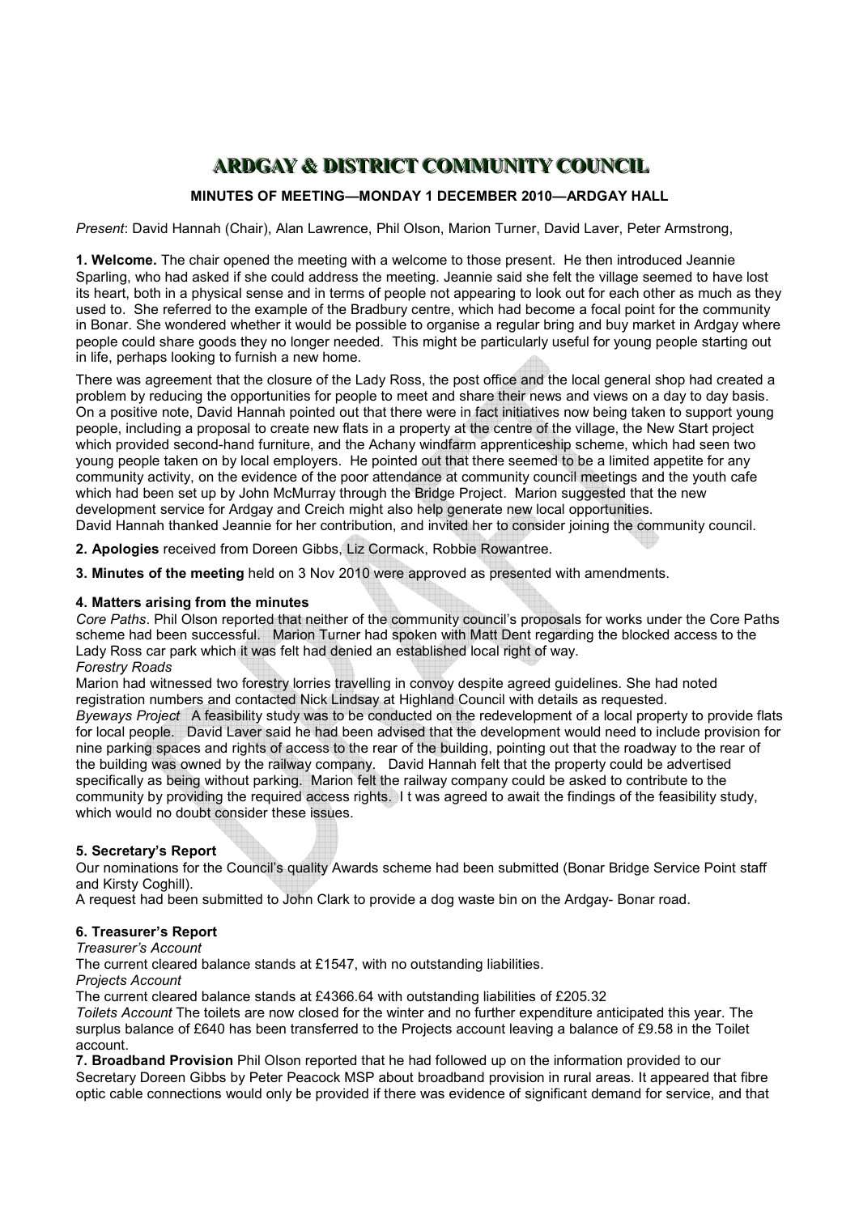# ARDGAY & DISTRICT COMMUNITY COUNCIL

**MINUTES OF MEETING—MONDAY 1 DECEMBER 2010—ARDGAY HALL**

*Present*: David Hannah (Chair), Alan Lawrence, Phil Olson, Marion Turner, David Laver, Peter Armstrong,

**1. Welcome.** The chair opened the meeting with a welcome to those present. He then introduced Jeannie Sparling, who had asked if she could address the meeting. Jeannie said she felt the village seemed to have lost its heart, both in a physical sense and in terms of people not appearing to look out for each other as much as they used to. She referred to the example of the Bradbury centre, which had become a focal point for the community in Bonar. She wondered whether it would be possible to organise a regular bring and buy market in Ardgay where people could share goods they no longer needed. This might be particularly useful for young people starting out in life, perhaps looking to furnish a new home.

There was agreement that the closure of the Lady Ross, the post office and the local general shop had created a problem by reducing the opportunities for people to meet and share their news and views on a day to day basis. On a positive note, David Hannah pointed out that there were in fact initiatives now being taken to support young people, including a proposal to create new flats in a property at the centre of the village, the New Start project which provided second-hand furniture, and the Achany windfarm apprenticeship scheme, which had seen two young people taken on by local employers. He pointed out that there seemed to be a limited appetite for any community activity, on the evidence of the poor attendance at community council meetings and the youth cafe which had been set up by John McMurray through the Bridge Project. Marion suggested that the new development service for Ardgay and Creich might also help generate new local opportunities.
David Hannah thanked Jeannie for her contribution, and invited her to consider joining the community council.

**2. Apologies** received from Doreen Gibbs, Liz Cormack, Robbie Rowantree.

**3. Minutes of the meeting** held on 3 Nov 2010 were approved as presented with amendments.

**4. Matters arising from the minutes**

*Core Paths*. Phil Olson reported that neither of the community council's proposals for works under the Core Paths scheme had been successful. Marion Turner had spoken with Matt Dent regarding the blocked access to the Lady Ross car park which it was felt had denied an established local right of way.

*Forestry Roads*

Marion had witnessed two forestry lorries travelling in convoy despite agreed guidelines. She had noted registration numbers and contacted Nick Lindsay at Highland Council with details as requested.

*Byeways Project* A feasibility study was to be conducted on the redevelopment of a local property to provide flats for local people. David Laver said he had been advised that the development would need to include provision for nine parking spaces and rights of access to the rear of the building, pointing out that the roadway to the rear of the building was owned by the railway company. David Hannah felt that the property could be advertised specifically as being without parking. Marion felt the railway company could be asked to contribute to the community by providing the required access rights. I t was agreed to await the findings of the feasibility study, which would no doubt consider these issues.

**5. Secretary's Report**

Our nominations for the Council's quality Awards scheme had been submitted (Bonar Bridge Service Point staff and Kirsty Coghill).

A request had been submitted to John Clark to provide a dog waste bin on the Ardgay- Bonar road.

**6. Treasurer's Report**

*Treasurer's Account*

The current cleared balance stands at £1547, with no outstanding liabilities.

*Projects Account*

The current cleared balance stands at £4366.64 with outstanding liabilities of £205.32

*Toilets Account* The toilets are now closed for the winter and no further expenditure anticipated this year. The surplus balance of £640 has been transferred to the Projects account leaving a balance of £9.58 in the Toilet account.

**7. Broadband Provision** Phil Olson reported that he had followed up on the information provided to our Secretary Doreen Gibbs by Peter Peacock MSP about broadband provision in rural areas. It appeared that fibre optic cable connections would only be provided if there was evidence of significant demand for service, and that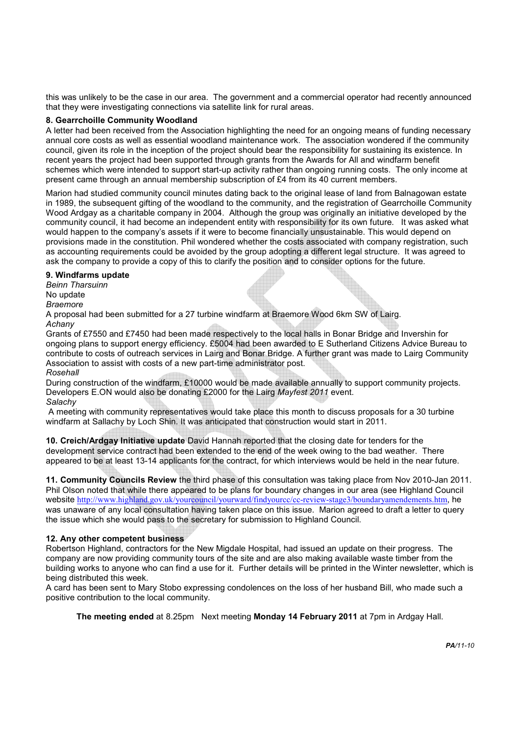this was unlikely to be the case in our area. The government and a commercial operator had recently announced that they were investigating connections via satellite link for rural areas.

**8. Gearrchoille Community Woodland**

A letter had been received from the Association highlighting the need for an ongoing means of funding necessary annual core costs as well as essential woodland maintenance work. The association wondered if the community council, given its role in the inception of the project should bear the responsibility for sustaining its existence. In recent years the project had been supported through grants from the Awards for All and windfarm benefit schemes which were intended to support start-up activity rather than ongoing running costs. The only income at present came through an annual membership subscription of £4 from its 40 current members.

Marion had studied community council minutes dating back to the original lease of land from Balnagowan estate in 1989, the subsequent gifting of the woodland to the community, and the registration of Gearrchoille Community Wood Ardgay as a charitable company in 2004. Although the group was originally an initiative developed by the community council, it had become an independent entity with responsibility for its own future. It was asked what would happen to the company's assets if it were to become financially unsustainable. This would depend on provisions made in the constitution. Phil wondered whether the costs associated with company registration, such as accounting requirements could be avoided by the group adopting a different legal structure. It was agreed to ask the company to provide a copy of this to clarify the position and to consider options for the future.

**9. Windfarms update**

*Beinn Tharsuinn*

No update

*Braemore*

A proposal had been submitted for a 27 turbine windfarm at Braemore Wood 6km SW of Lairg.

*Achany*

Grants of £7550 and £7450 had been made respectively to the local halls in Bonar Bridge and Invershin for ongoing plans to support energy efficiency. £5004 had been awarded to E Sutherland Citizens Advice Bureau to contribute to costs of outreach services in Lairg and Bonar Bridge. A further grant was made to Lairg Community Association to assist with costs of a new part-time administrator post.

*Rosehall*

During construction of the windfarm, £10000 would be made available annually to support community projects. Developers E.ON would also be donating £2000 for the Lairg *Mayfest 2011* event.

*Salachy*

A meeting with community representatives would take place this month to discuss proposals for a 30 turbine windfarm at Sallachy by Loch Shin. It was anticipated that construction would start in 2011.

**10. Creich/Ardgay Initiative update** David Hannah reported that the closing date for tenders for the development service contract had been extended to the end of the week owing to the bad weather. There appeared to be at least 13-14 applicants for the contract, for which interviews would be held in the near future.

**11. Community Councils Review** the third phase of this consultation was taking place from Nov 2010-Jan 2011. Phil Olson noted that while there appeared to be plans for boundary changes in our area (see Highland Council website http://www.highland.gov.uk/yourcouncil/yourward/findyourcc/cc-review-stage3/boundaryamendements.htm, he was unaware of any local consultation having taken place on this issue. Marion agreed to draft a letter to query the issue which she would pass to the secretary for submission to Highland Council.

**12. Any other competent business**

Robertson Highland, contractors for the New Migdale Hospital, had issued an update on their progress. The company are now providing community tours of the site and are also making available waste timber from the building works to anyone who can find a use for it. Further details will be printed in the Winter newsletter, which is being distributed this week.

A card has been sent to Mary Stobo expressing condolences on the loss of her husband Bill, who made such a positive contribution to the local community.

**The meeting ended** at 8.25pm Next meeting **Monday 14 February 2011** at 7pm in Ardgay Hall.

***PA**/11-10*